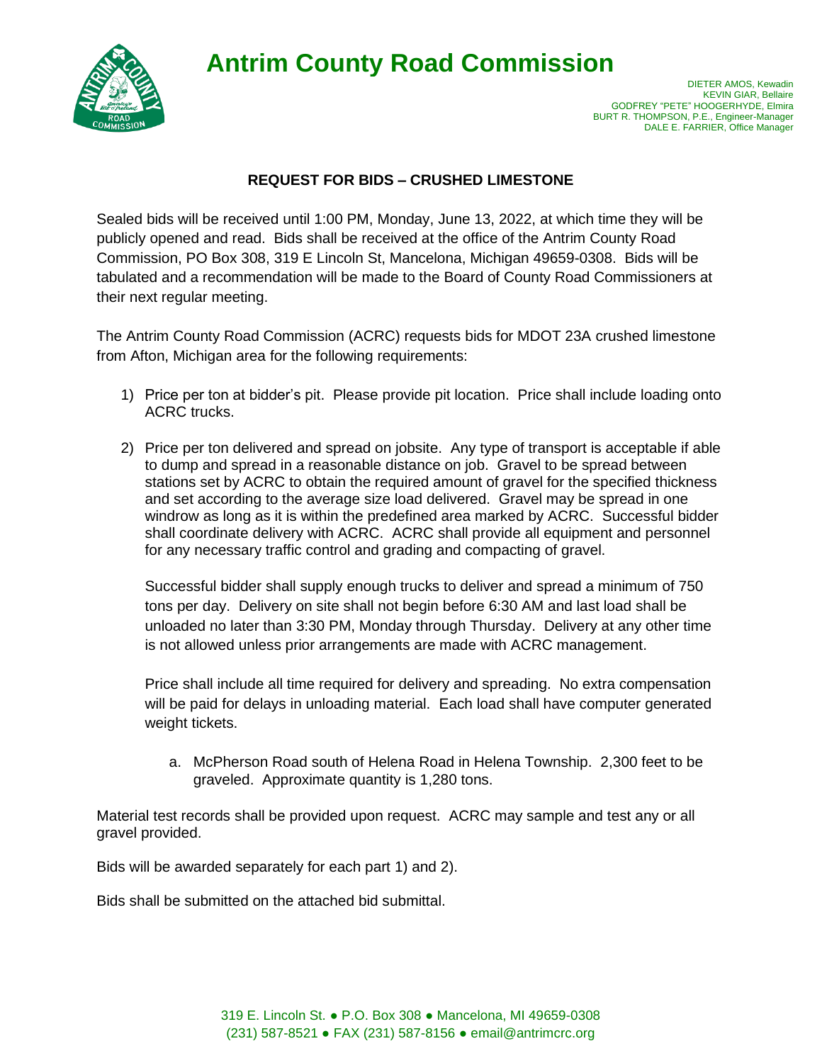# Antrim County Road Commission

DIETER AMOS, Kewadin
KEVIN GIAR, Bellaire
GODFREY "PETE" HOOGERHYDE, Elmira
BURT R. THOMPSON, P.E., Engineer-Manager
DALE E. FARRIER, Office Manager

## REQUEST FOR BIDS – CRUSHED LIMESTONE

Sealed bids will be received until 1:00 PM, Monday, June 13, 2022, at which time they will be publicly opened and read. Bids shall be received at the office of the Antrim County Road Commission, PO Box 308, 319 E Lincoln St, Mancelona, Michigan 49659-0308. Bids will be tabulated and a recommendation will be made to the Board of County Road Commissioners at their next regular meeting.

The Antrim County Road Commission (ACRC) requests bids for MDOT 23A crushed limestone from Afton, Michigan area for the following requirements:

1) Price per ton at bidder's pit. Please provide pit location. Price shall include loading onto ACRC trucks.

2) Price per ton delivered and spread on jobsite. Any type of transport is acceptable if able to dump and spread in a reasonable distance on job. Gravel to be spread between stations set by ACRC to obtain the required amount of gravel for the specified thickness and set according to the average size load delivered. Gravel may be spread in one windrow as long as it is within the predefined area marked by ACRC. Successful bidder shall coordinate delivery with ACRC. ACRC shall provide all equipment and personnel for any necessary traffic control and grading and compacting of gravel.

   Successful bidder shall supply enough trucks to deliver and spread a minimum of 750 tons per day. Delivery on site shall not begin before 6:30 AM and last load shall be unloaded no later than 3:30 PM, Monday through Thursday. Delivery at any other time is not allowed unless prior arrangements are made with ACRC management.

   Price shall include all time required for delivery and spreading. No extra compensation will be paid for delays in unloading material. Each load shall have computer generated weight tickets.

   a. McPherson Road south of Helena Road in Helena Township. 2,300 feet to be graveled. Approximate quantity is 1,280 tons.

Material test records shall be provided upon request. ACRC may sample and test any or all gravel provided.

Bids will be awarded separately for each part 1) and 2).

Bids shall be submitted on the attached bid submittal.

319 E. Lincoln St. ● P.O. Box 308 ● Mancelona, MI 49659-0308
(231) 587-8521 ● FAX (231) 587-8156 ● email@antrimcrc.org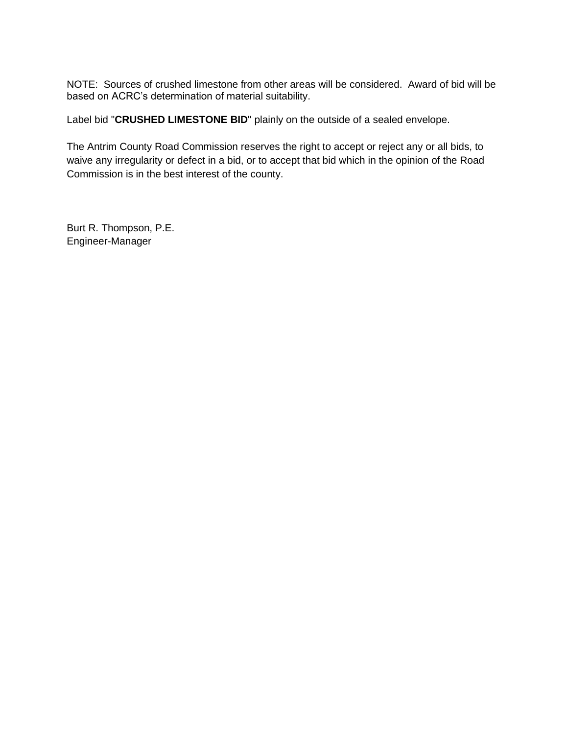NOTE: Sources of crushed limestone from other areas will be considered. Award of bid will be based on ACRC's determination of material suitability.

Label bid "**CRUSHED LIMESTONE BID**" plainly on the outside of a sealed envelope.

The Antrim County Road Commission reserves the right to accept or reject any or all bids, to waive any irregularity or defect in a bid, or to accept that bid which in the opinion of the Road Commission is in the best interest of the county.

Burt R. Thompson, P.E.  
Engineer-Manager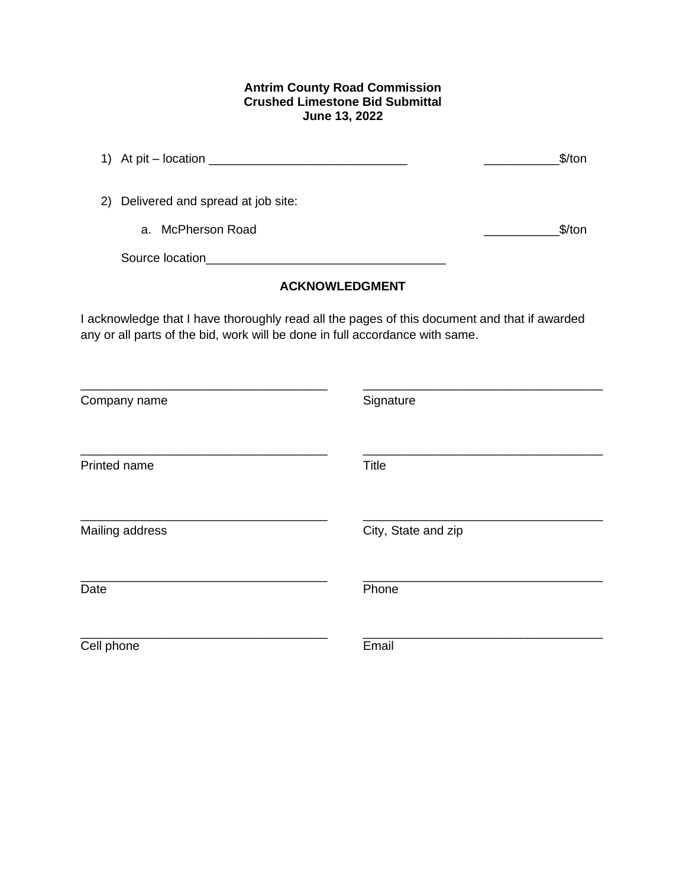**Antrim County Road Commission**
**Crushed Limestone Bid Submittal**
**June 13, 2022**

1) At pit – location _____________________________ ___________$/ton

2) Delivered and spread at job site:

   a. McPherson Road ___________$/ton

   Source location___________________________________

**ACKNOWLEDGMENT**

I acknowledge that I have thoroughly read all the pages of this document and that if awarded any or all parts of the bid, work will be done in full accordance with same.

| | |
|---|---|
| ___________________________________ | ___________________________________ |
| Company name | Signature |
| ___________________________________ | ___________________________________ |
| Printed name | Title |
| ___________________________________ | ___________________________________ |
| Mailing address | City, State and zip |
| ___________________________________ | ___________________________________ |
| Date | Phone |
| ___________________________________ | ___________________________________ |
| Cell phone | Email |